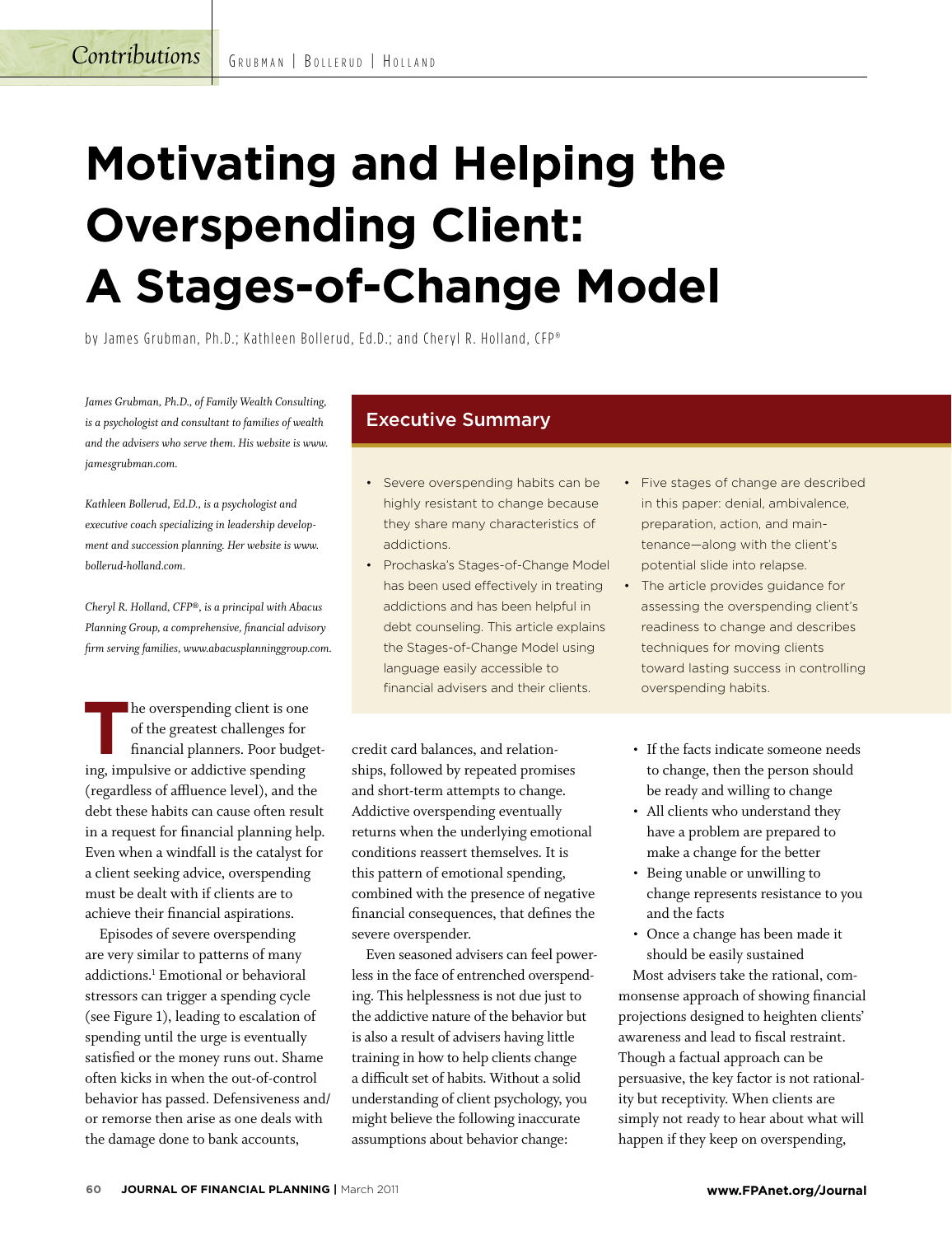# Motivating and Helping the Overspending Client: A Stages-of-Change Model

by James Grubman, Ph.D.; Kathleen Bollerud, Ed.D.; and Cheryl R. Holland, CFP®

*James Grubman, Ph.D., of Family Wealth Consulting, is a psychologist and consultant to families of wealth and the advisers who serve them. His website is www.jamesgrubman.com.*

*Kathleen Bollerud, Ed.D., is a psychologist and executive coach specializing in leadership development and succession planning. Her website is www.bollerud-holland.com.*

*Cheryl R. Holland, CFP®, is a principal with Abacus Planning Group, a comprehensive, financial advisory firm serving families, www.abacusplanninggroup.com.*

## Executive Summary

- Severe overspending habits can be highly resistant to change because they share many characteristics of addictions.
- Prochaska's Stages-of-Change Model has been used effectively in treating addictions and has been helpful in debt counseling. This article explains the Stages-of-Change Model using language easily accessible to financial advisers and their clients.
- Five stages of change are described in this paper: denial, ambivalence, preparation, action, and maintenance—along with the client's potential slide into relapse.
- The article provides guidance for assessing the overspending client's readiness to change and describes techniques for moving clients toward lasting success in controlling overspending habits.

The overspending client is one of the greatest challenges for financial planners. Poor budgeting, impulsive or addictive spending (regardless of affluence level), and the debt these habits can cause often result in a request for financial planning help. Even when a windfall is the catalyst for a client seeking advice, overspending must be dealt with if clients are to achieve their financial aspirations.

Episodes of severe overspending are very similar to patterns of many addictions.[1] Emotional or behavioral stressors can trigger a spending cycle (see Figure 1), leading to escalation of spending until the urge is eventually satisfied or the money runs out. Shame often kicks in when the out-of-control behavior has passed. Defensiveness and/or remorse then arise as one deals with the damage done to bank accounts, credit card balances, and relationships, followed by repeated promises and short-term attempts to change. Addictive overspending eventually returns when the underlying emotional conditions reassert themselves. It is this pattern of emotional spending, combined with the presence of negative financial consequences, that defines the severe overspender.

Even seasoned advisers can feel powerless in the face of entrenched overspending. This helplessness is not due just to the addictive nature of the behavior but is also a result of advisers having little training in how to help clients change a difficult set of habits. Without a solid understanding of client psychology, you might believe the following inaccurate assumptions about behavior change:

- If the facts indicate someone needs to change, then the person should be ready and willing to change
- All clients who understand they have a problem are prepared to make a change for the better
- Being unable or unwilling to change represents resistance to you and the facts
- Once a change has been made it should be easily sustained

Most advisers take the rational, commonsense approach of showing financial projections designed to heighten clients' awareness and lead to fiscal restraint. Though a factual approach can be persuasive, the key factor is not rationality but receptivity. When clients are simply not ready to hear about what will happen if they keep on overspending,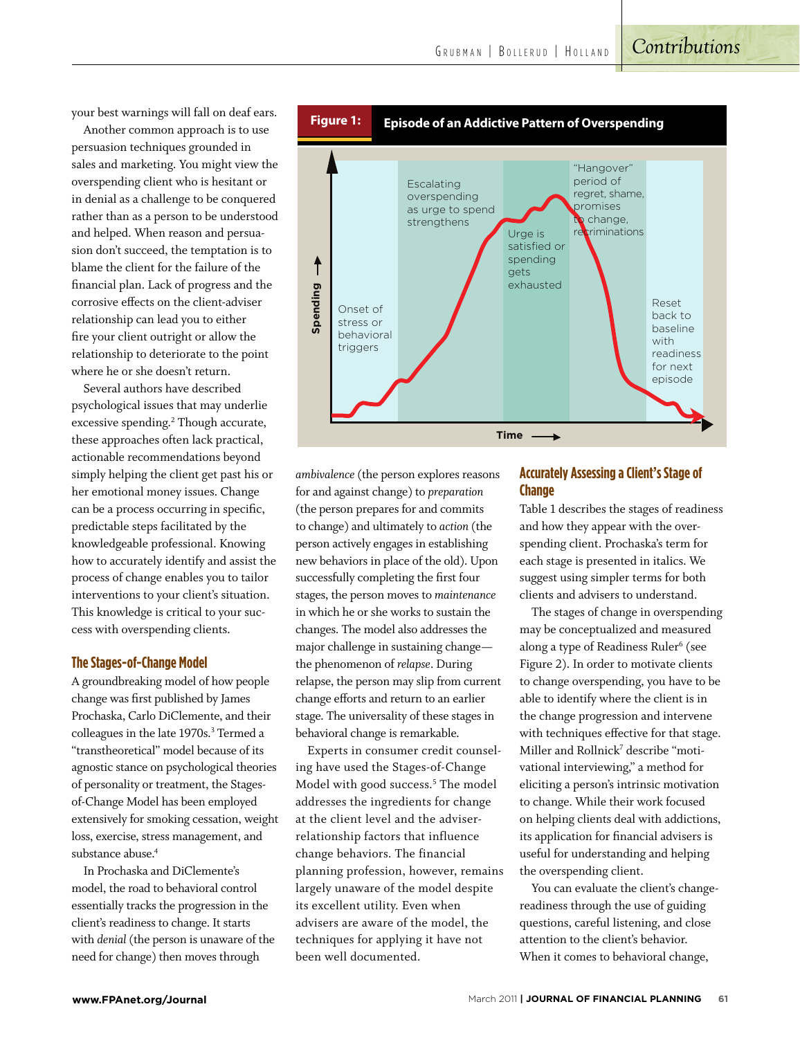your best warnings will fall on deaf ears.

Another common approach is to use persuasion techniques grounded in sales and marketing. You might view the overspending client who is hesitant or in denial as a challenge to be conquered rather than as a person to be understood and helped. When reason and persuasion don't succeed, the temptation is to blame the client for the failure of the financial plan. Lack of progress and the corrosive effects on the client-adviser relationship can lead you to either fire your client outright or allow the relationship to deteriorate to the point where he or she doesn't return.

Several authors have described psychological issues that may underlie excessive spending.[2] Though accurate, these approaches often lack practical, actionable recommendations beyond simply helping the client get past his or her emotional money issues. Change can be a process occurring in specific, predictable steps facilitated by the knowledgeable professional. Knowing how to accurately identify and assist the process of change enables you to tailor interventions to your client's situation. This knowledge is critical to your success with overspending clients.

### The Stages-of-Change Model

A groundbreaking model of how people change was first published by James Prochaska, Carlo DiClemente, and their colleagues in the late 1970s.[3] Termed a "transtheoretical" model because of its agnostic stance on psychological theories of personality or treatment, the Stages-of-Change Model has been employed extensively for smoking cessation, weight loss, exercise, stress management, and substance abuse.[4]

In Prochaska and DiClemente's model, the road to behavioral control essentially tracks the progression in the client's readiness to change. It starts with *denial* (the person is unaware of the need for change) then moves through *ambivalence* (the person explores reasons for and against change) to *preparation* (the person prepares for and commits to change) and ultimately to *action* (the person actively engages in establishing new behaviors in place of the old). Upon successfully completing the first four stages, the person moves to *maintenance* in which he or she works to sustain the changes. The model also addresses the major challenge in sustaining change—the phenomenon of *relapse*. During relapse, the person may slip from current change efforts and return to an earlier stage. The universality of these stages in behavioral change is remarkable.

Experts in consumer credit counseling have used the Stages-of-Change Model with good success.[5] The model addresses the ingredients for change at the client level and the adviser-relationship factors that influence change behaviors. The financial planning profession, however, remains largely unaware of the model despite its excellent utility. Even when advisers are aware of the model, the techniques for applying it have not been well documented.

**Figure 1: Episode of an Addictive Pattern of Overspending**

Spending
Time
Onset of stress or behavioral triggers
Escalating overspending as urge to spend strengthens
Urge is satisfied or spending gets exhausted
"Hangover" period of regret, shame, promises to change, recriminations
Reset back to baseline with readiness for next episode

### Accurately Assessing a Client's Stage of Change

Table 1 describes the stages of readiness and how they appear with the overspending client. Prochaska's term for each stage is presented in italics. We suggest using simpler terms for both clients and advisers to understand.

The stages of change in overspending may be conceptualized and measured along a type of Readiness Ruler[6] (see Figure 2). In order to motivate clients to change overspending, you have to be able to identify where the client is in the change progression and intervene with techniques effective for that stage. Miller and Rollnick[7] describe "motivational interviewing," a method for eliciting a person's intrinsic motivation to change. While their work focused on helping clients deal with addictions, its application for financial advisers is useful for understanding and helping the overspending client.

You can evaluate the client's change-readiness through the use of guiding questions, careful listening, and close attention to the client's behavior. When it comes to behavioral change,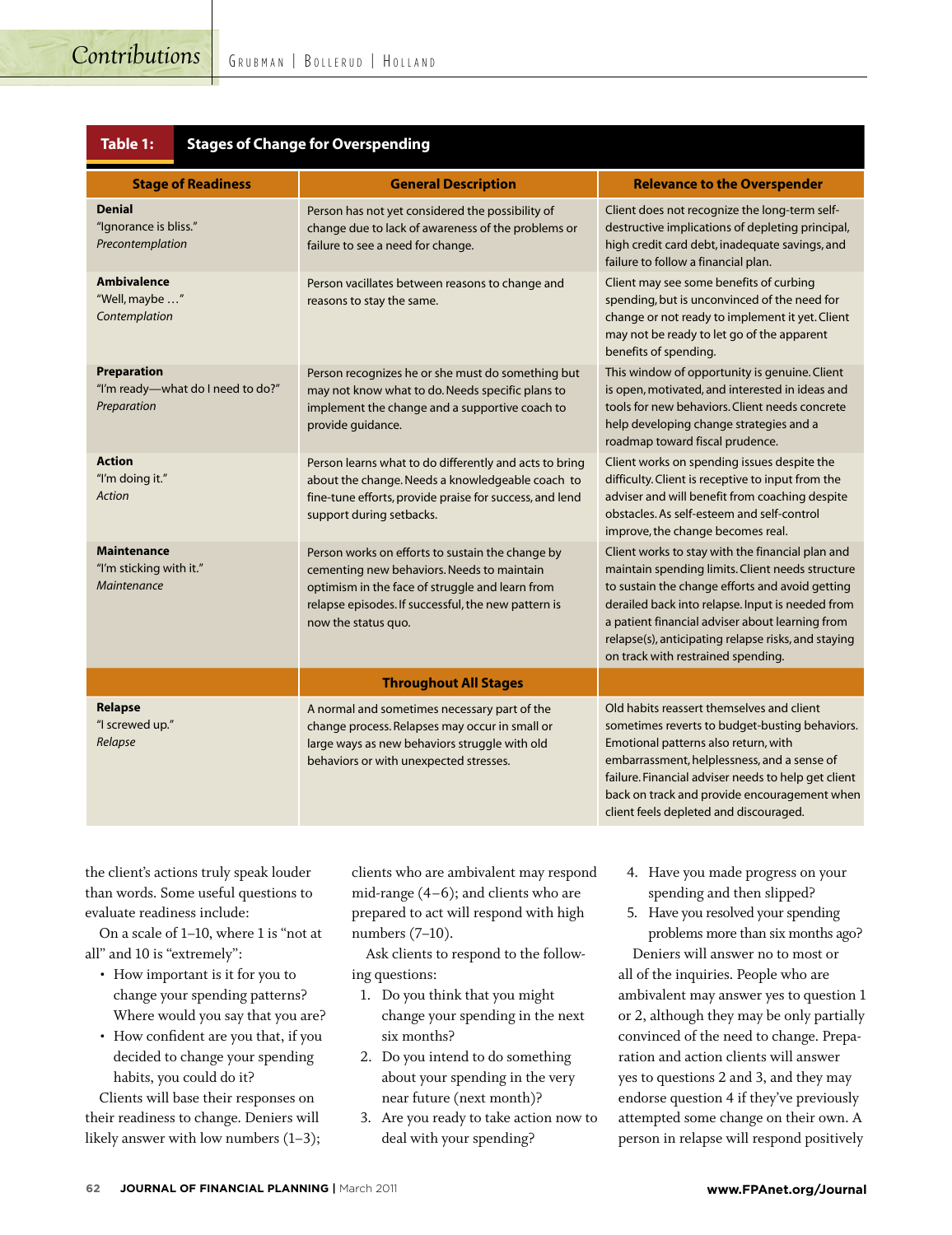**Table 1: Stages of Change for Overspending**

| Stage of Readiness | General Description | Relevance to the Overspender |
|---|---|---|
| **Denial**<br>"Ignorance is bliss."<br>*Precontemplation* | Person has not yet considered the possibility of change due to lack of awareness of the problems or failure to see a need for change. | Client does not recognize the long-term self-destructive implications of depleting principal, high credit card debt, inadequate savings, and failure to follow a financial plan. |
| **Ambivalence**<br>"Well, maybe …"<br>*Contemplation* | Person vacillates between reasons to change and reasons to stay the same. | Client may see some benefits of curbing spending, but is unconvinced of the need for change or not ready to implement it yet. Client may not be ready to let go of the apparent benefits of spending. |
| **Preparation**<br>"I'm ready—what do I need to do?"<br>*Preparation* | Person recognizes he or she must do something but may not know what to do. Needs specific plans to implement the change and a supportive coach to provide guidance. | This window of opportunity is genuine. Client is open, motivated, and interested in ideas and tools for new behaviors. Client needs concrete help developing change strategies and a roadmap toward fiscal prudence. |
| **Action**<br>"I'm doing it."<br>*Action* | Person learns what to do differently and acts to bring about the change. Needs a knowledgeable coach to fine-tune efforts, provide praise for success, and lend support during setbacks. | Client works on spending issues despite the difficulty. Client is receptive to input from the adviser and will benefit from coaching despite obstacles. As self-esteem and self-control improve, the change becomes real. |
| **Maintenance**<br>"I'm sticking with it."<br>*Maintenance* | Person works on efforts to sustain the change by cementing new behaviors. Needs to maintain optimism in the face of struggle and learn from relapse episodes. If successful, the new pattern is now the status quo. | Client works to stay with the financial plan and maintain spending limits. Client needs structure to sustain the change efforts and avoid getting derailed back into relapse. Input is needed from a patient financial adviser about learning from relapse(s), anticipating relapse risks, and staying on track with restrained spending. |
| | **Throughout All Stages** | |
| **Relapse**<br>"I screwed up."<br>*Relapse* | A normal and sometimes necessary part of the change process. Relapses may occur in small or large ways as new behaviors struggle with old behaviors or with unexpected stresses. | Old habits reassert themselves and client sometimes reverts to budget-busting behaviors. Emotional patterns also return, with embarrassment, helplessness, and a sense of failure. Financial adviser needs to help get client back on track and provide encouragement when client feels depleted and discouraged. |

the client's actions truly speak louder than words. Some useful questions to evaluate readiness include:

On a scale of 1–10, where 1 is "not at all" and 10 is "extremely":

- How important is it for you to change your spending patterns? Where would you say that you are?
- How confident are you that, if you decided to change your spending habits, you could do it?

Clients will base their responses on their readiness to change. Deniers will likely answer with low numbers (1–3); clients who are ambivalent may respond mid-range (4–6); and clients who are prepared to act will respond with high numbers (7–10).

Ask clients to respond to the following questions:

1. Do you think that you might change your spending in the next six months?
2. Do you intend to do something about your spending in the very near future (next month)?
3. Are you ready to take action now to deal with your spending?
4. Have you made progress on your spending and then slipped?
5. Have you resolved your spending problems more than six months ago?

Deniers will answer no to most or all of the inquiries. People who are ambivalent may answer yes to question 1 or 2, although they may be only partially convinced of the need to change. Preparation and action clients will answer yes to questions 2 and 3, and they may endorse question 4 if they've previously attempted some change on their own. A person in relapse will respond positively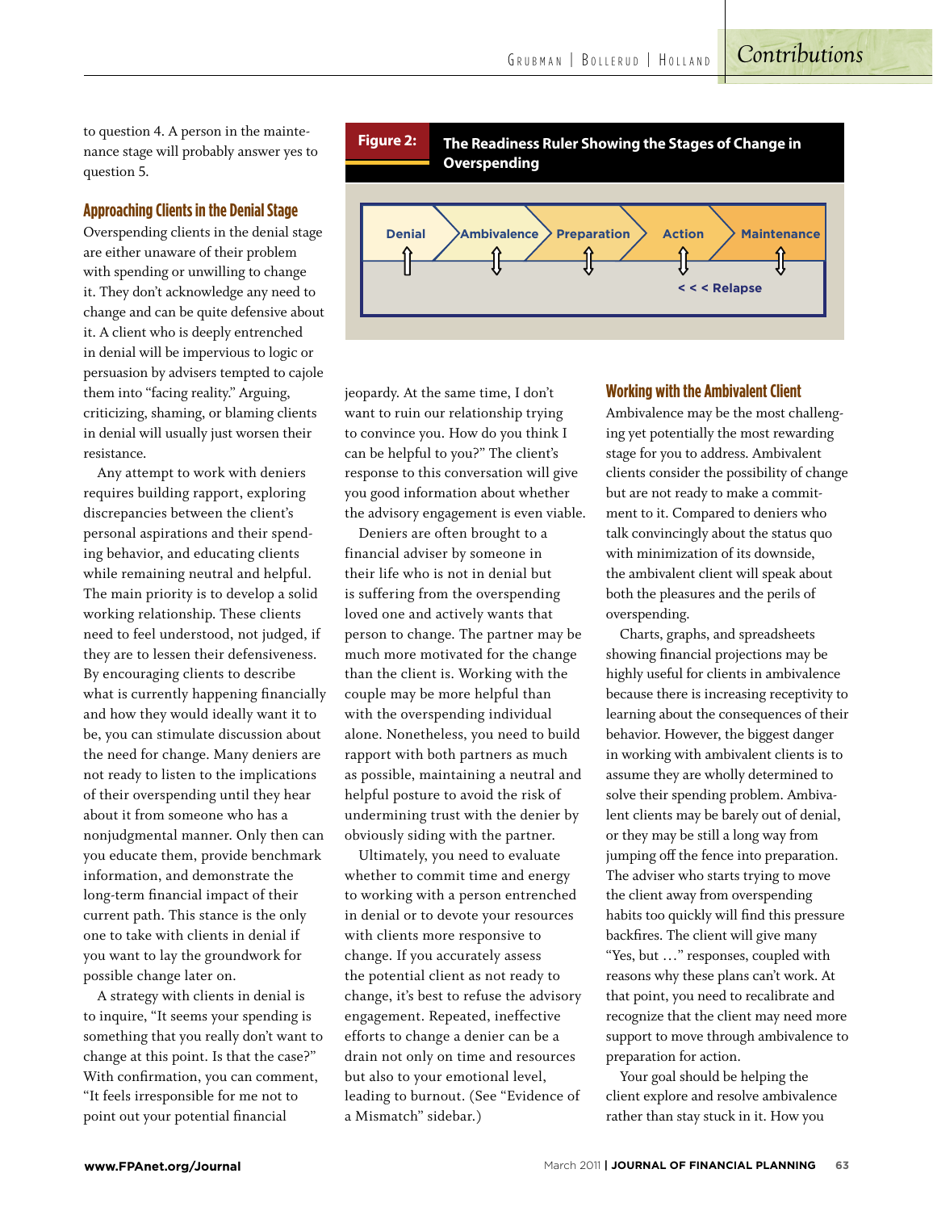to question 4. A person in the maintenance stage will probably answer yes to question 5.

### Approaching Clients in the Denial Stage

Overspending clients in the denial stage are either unaware of their problem with spending or unwilling to change it. They don't acknowledge any need to change and can be quite defensive about it. A client who is deeply entrenched in denial will be impervious to logic or persuasion by advisers tempted to cajole them into "facing reality." Arguing, criticizing, shaming, or blaming clients in denial will usually just worsen their resistance.

Any attempt to work with deniers requires building rapport, exploring discrepancies between the client's personal aspirations and their spending behavior, and educating clients while remaining neutral and helpful. The main priority is to develop a solid working relationship. These clients need to feel understood, not judged, if they are to lessen their defensiveness. By encouraging clients to describe what is currently happening financially and how they would ideally want it to be, you can stimulate discussion about the need for change. Many deniers are not ready to listen to the implications of their overspending until they hear about it from someone who has a nonjudgmental manner. Only then can you educate them, provide benchmark information, and demonstrate the long-term financial impact of their current path. This stance is the only one to take with clients in denial if you want to lay the groundwork for possible change later on.

A strategy with clients in denial is to inquire, "It seems your spending is something that you really don't want to change at this point. Is that the case?" With confirmation, you can comment, "It feels irresponsible for me not to point out your potential financial jeopardy. At the same time, I don't want to ruin our relationship trying to convince you. How do you think I can be helpful to you?" The client's response to this conversation will give you good information about whether the advisory engagement is even viable.

Deniers are often brought to a financial adviser by someone in their life who is not in denial but is suffering from the overspending loved one and actively wants that person to change. The partner may be much more motivated for the change than the client is. Working with the couple may be more helpful than with the overspending individual alone. Nonetheless, you need to build rapport with both partners as much as possible, maintaining a neutral and helpful posture to avoid the risk of undermining trust with the denier by obviously siding with the partner.

Ultimately, you need to evaluate whether to commit time and energy to working with a person entrenched in denial or to devote your resources with clients more responsive to change. If you accurately assess the potential client as not ready to change, it's best to refuse the advisory engagement. Repeated, ineffective efforts to change a denier can be a drain not only on time and resources but also to your emotional level, leading to burnout. (See "Evidence of a Mismatch" sidebar.)

**Figure 2: The Readiness Ruler Showing the Stages of Change in Overspending**

Denial
Ambivalence
Preparation
Action
Maintenance
< < < Relapse

### Working with the Ambivalent Client

Ambivalence may be the most challenging yet potentially the most rewarding stage for you to address. Ambivalent clients consider the possibility of change but are not ready to make a commitment to it. Compared to deniers who talk convincingly about the status quo with minimization of its downside, the ambivalent client will speak about both the pleasures and the perils of overspending.

Charts, graphs, and spreadsheets showing financial projections may be highly useful for clients in ambivalence because there is increasing receptivity to learning about the consequences of their behavior. However, the biggest danger in working with ambivalent clients is to assume they are wholly determined to solve their spending problem. Ambivalent clients may be barely out of denial, or they may be still a long way from jumping off the fence into preparation. The adviser who starts trying to move the client away from overspending habits too quickly will find this pressure backfires. The client will give many "Yes, but …" responses, coupled with reasons why these plans can't work. At that point, you need to recalibrate and recognize that the client may need more support to move through ambivalence to preparation for action.

Your goal should be helping the client explore and resolve ambivalence rather than stay stuck in it. How you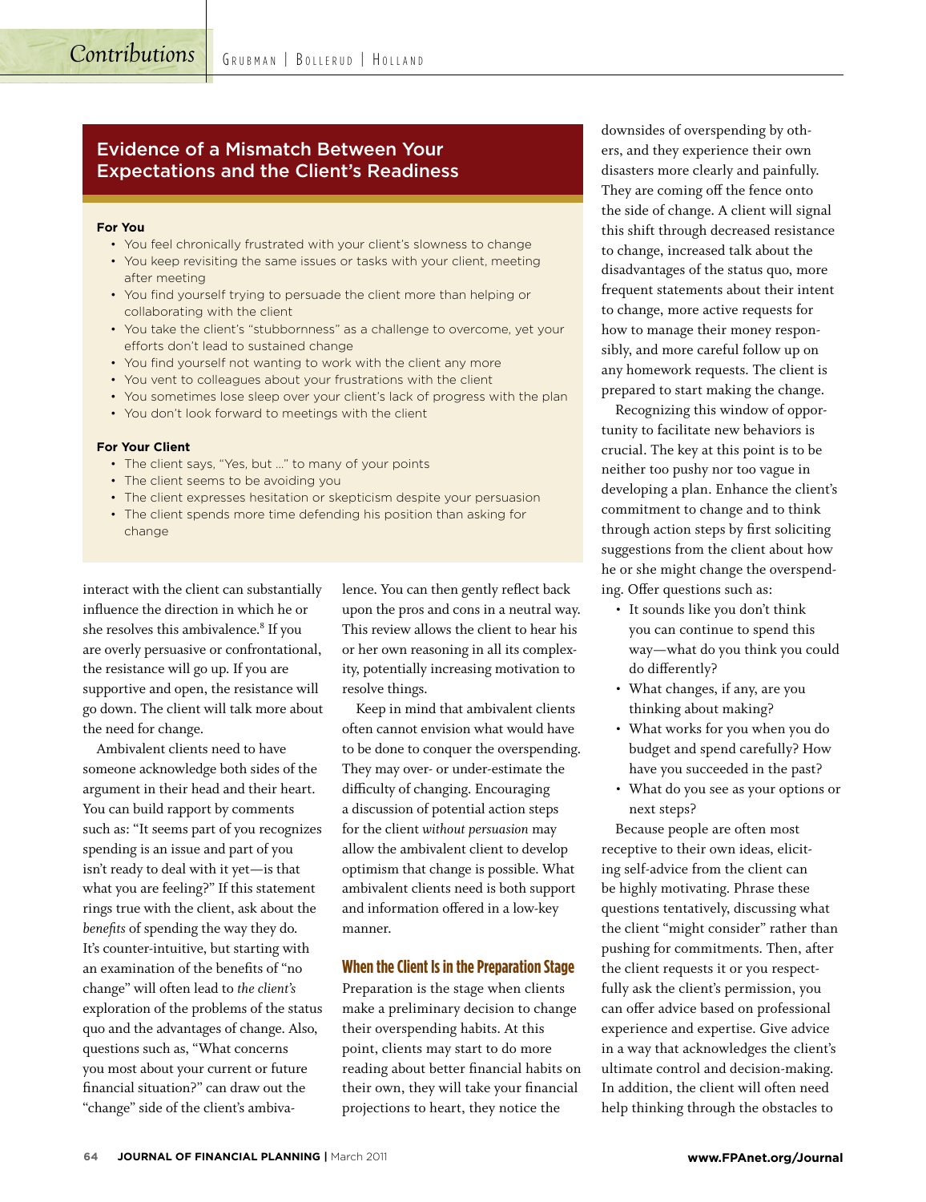## Evidence of a Mismatch Between Your Expectations and the Client's Readiness

**For You**

- You feel chronically frustrated with your client's slowness to change
- You keep revisiting the same issues or tasks with your client, meeting after meeting
- You find yourself trying to persuade the client more than helping or collaborating with the client
- You take the client's "stubbornness" as a challenge to overcome, yet your efforts don't lead to sustained change
- You find yourself not wanting to work with the client any more
- You vent to colleagues about your frustrations with the client
- You sometimes lose sleep over your client's lack of progress with the plan
- You don't look forward to meetings with the client

**For Your Client**

- The client says, "Yes, but ..." to many of your points
- The client seems to be avoiding you
- The client expresses hesitation or skepticism despite your persuasion
- The client spends more time defending his position than asking for change

interact with the client can substantially influence the direction in which he or she resolves this ambivalence.[8] If you are overly persuasive or confrontational, the resistance will go up. If you are supportive and open, the resistance will go down. The client will talk more about the need for change.

Ambivalent clients need to have someone acknowledge both sides of the argument in their head and their heart. You can build rapport by comments such as: "It seems part of you recognizes spending is an issue and part of you isn't ready to deal with it yet—is that what you are feeling?" If this statement rings true with the client, ask about the *benefits* of spending the way they do. It's counter-intuitive, but starting with an examination of the benefits of "no change" will often lead to *the client's* exploration of the problems of the status quo and the advantages of change. Also, questions such as, "What concerns you most about your current or future financial situation?" can draw out the "change" side of the client's ambivalence. You can then gently reflect back upon the pros and cons in a neutral way. This review allows the client to hear his or her own reasoning in all its complexity, potentially increasing motivation to resolve things.

Keep in mind that ambivalent clients often cannot envision what would have to be done to conquer the overspending. They may over- or under-estimate the difficulty of changing. Encouraging a discussion of potential action steps for the client *without persuasion* may allow the ambivalent client to develop optimism that change is possible. What ambivalent clients need is both support and information offered in a low-key manner.

### When the Client Is in the Preparation Stage

Preparation is the stage when clients make a preliminary decision to change their overspending habits. At this point, clients may start to do more reading about better financial habits on their own, they will take your financial projections to heart, they notice the downsides of overspending by others, and they experience their own disasters more clearly and painfully. They are coming off the fence onto the side of change. A client will signal this shift through decreased resistance to change, increased talk about the disadvantages of the status quo, more frequent statements about their intent to change, more active requests for how to manage their money responsibly, and more careful follow up on any homework requests. The client is prepared to start making the change.

Recognizing this window of opportunity to facilitate new behaviors is crucial. The key at this point is to be neither too pushy nor too vague in developing a plan. Enhance the client's commitment to change and to think through action steps by first soliciting suggestions from the client about how he or she might change the overspending. Offer questions such as:

- It sounds like you don't think you can continue to spend this way—what do you think you could do differently?
- What changes, if any, are you thinking about making?
- What works for you when you do budget and spend carefully? How have you succeeded in the past?
- What do you see as your options or next steps?

Because people are often most receptive to their own ideas, eliciting self-advice from the client can be highly motivating. Phrase these questions tentatively, discussing what the client "might consider" rather than pushing for commitments. Then, after the client requests it or you respectfully ask the client's permission, you can offer advice based on professional experience and expertise. Give advice in a way that acknowledges the client's ultimate control and decision-making. In addition, the client will often need help thinking through the obstacles to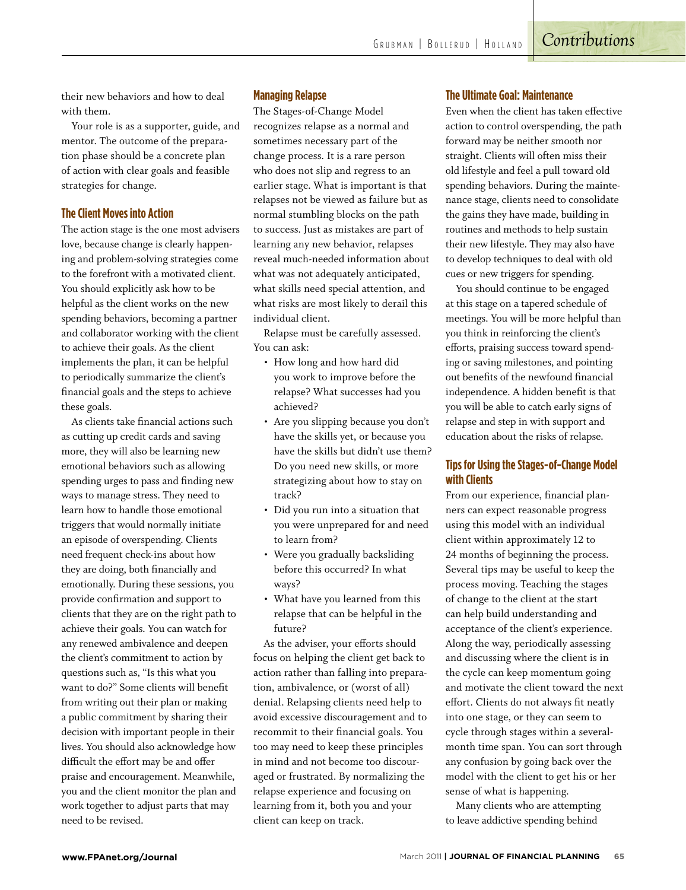their new behaviors and how to deal with them.

Your role is as a supporter, guide, and mentor. The outcome of the preparation phase should be a concrete plan of action with clear goals and feasible strategies for change.

### The Client Moves into Action

The action stage is the one most advisers love, because change is clearly happening and problem-solving strategies come to the forefront with a motivated client. You should explicitly ask how to be helpful as the client works on the new spending behaviors, becoming a partner and collaborator working with the client to achieve their goals. As the client implements the plan, it can be helpful to periodically summarize the client's financial goals and the steps to achieve these goals.

As clients take financial actions such as cutting up credit cards and saving more, they will also be learning new emotional behaviors such as allowing spending urges to pass and finding new ways to manage stress. They need to learn how to handle those emotional triggers that would normally initiate an episode of overspending. Clients need frequent check-ins about how they are doing, both financially and emotionally. During these sessions, you provide confirmation and support to clients that they are on the right path to achieve their goals. You can watch for any renewed ambivalence and deepen the client's commitment to action by questions such as, "Is this what you want to do?" Some clients will benefit from writing out their plan or making a public commitment by sharing their decision with important people in their lives. You should also acknowledge how difficult the effort may be and offer praise and encouragement. Meanwhile, you and the client monitor the plan and work together to adjust parts that may need to be revised.

### Managing Relapse

The Stages-of-Change Model recognizes relapse as a normal and sometimes necessary part of the change process. It is a rare person who does not slip and regress to an earlier stage. What is important is that relapses not be viewed as failure but as normal stumbling blocks on the path to success. Just as mistakes are part of learning any new behavior, relapses reveal much-needed information about what was not adequately anticipated, what skills need special attention, and what risks are most likely to derail this individual client.

Relapse must be carefully assessed. You can ask:

- How long and how hard did you work to improve before the relapse? What successes had you achieved?
- Are you slipping because you don't have the skills yet, or because you have the skills but didn't use them? Do you need new skills, or more strategizing about how to stay on track?
- Did you run into a situation that you were unprepared for and need to learn from?
- Were you gradually backsliding before this occurred? In what ways?
- What have you learned from this relapse that can be helpful in the future?

As the adviser, your efforts should focus on helping the client get back to action rather than falling into preparation, ambivalence, or (worst of all) denial. Relapsing clients need help to avoid excessive discouragement and to recommit to their financial goals. You too may need to keep these principles in mind and not become too discouraged or frustrated. By normalizing the relapse experience and focusing on learning from it, both you and your client can keep on track.

### The Ultimate Goal: Maintenance

Even when the client has taken effective action to control overspending, the path forward may be neither smooth nor straight. Clients will often miss their old lifestyle and feel a pull toward old spending behaviors. During the maintenance stage, clients need to consolidate the gains they have made, building in routines and methods to help sustain their new lifestyle. They may also have to develop techniques to deal with old cues or new triggers for spending.

You should continue to be engaged at this stage on a tapered schedule of meetings. You will be more helpful than you think in reinforcing the client's efforts, praising success toward spending or saving milestones, and pointing out benefits of the newfound financial independence. A hidden benefit is that you will be able to catch early signs of relapse and step in with support and education about the risks of relapse.

### Tips for Using the Stages-of-Change Model with Clients

From our experience, financial planners can expect reasonable progress using this model with an individual client within approximately 12 to 24 months of beginning the process. Several tips may be useful to keep the process moving. Teaching the stages of change to the client at the start can help build understanding and acceptance of the client's experience. Along the way, periodically assessing and discussing where the client is in the cycle can keep momentum going and motivate the client toward the next effort. Clients do not always fit neatly into one stage, or they can seem to cycle through stages within a several-month time span. You can sort through any confusion by going back over the model with the client to get his or her sense of what is happening.

Many clients who are attempting to leave addictive spending behind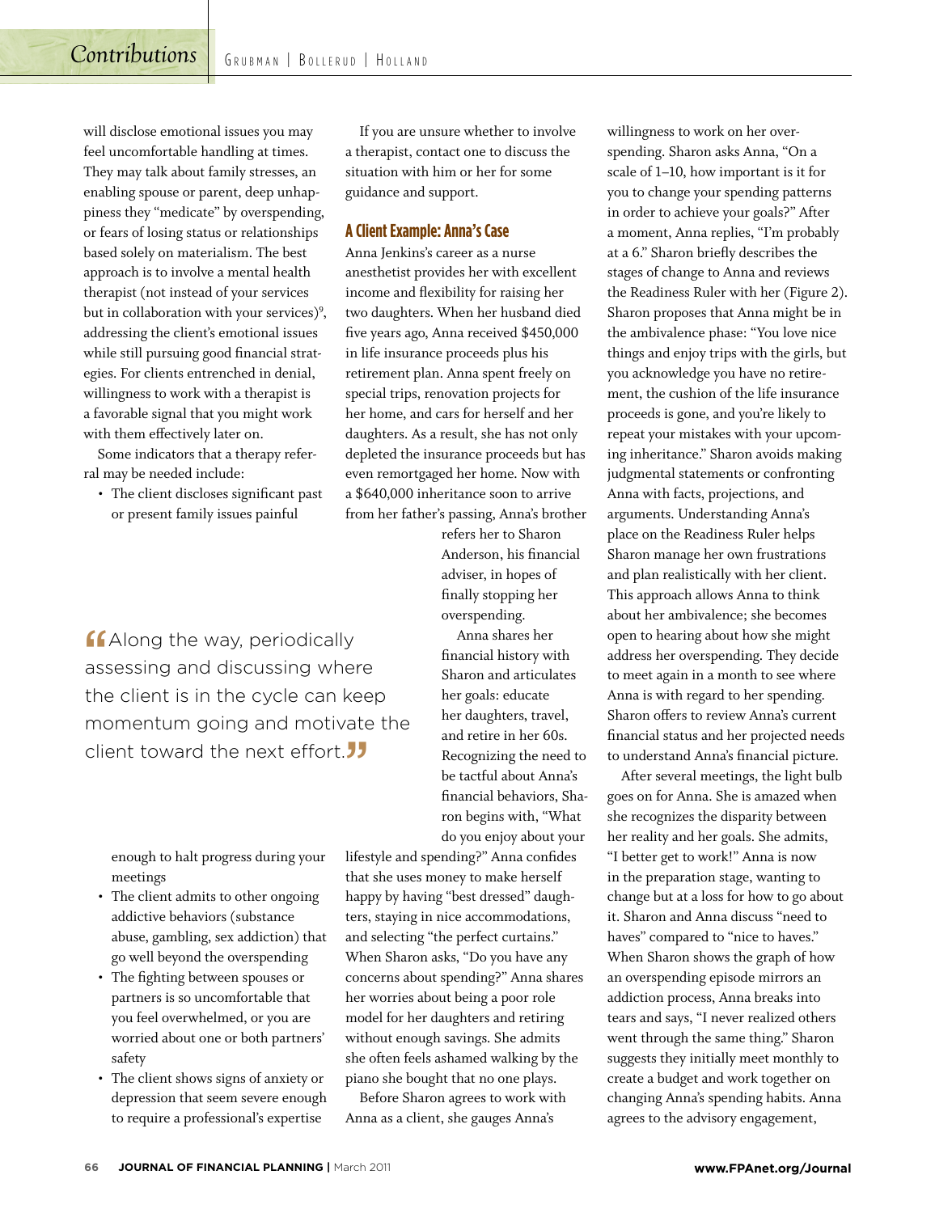will disclose emotional issues you may feel uncomfortable handling at times. They may talk about family stresses, an enabling spouse or parent, deep unhappiness they "medicate" by overspending, or fears of losing status or relationships based solely on materialism. The best approach is to involve a mental health therapist (not instead of your services but in collaboration with your services)[9], addressing the client's emotional issues while still pursuing good financial strategies. For clients entrenched in denial, willingness to work with a therapist is a favorable signal that you might work with them effectively later on.

Some indicators that a therapy referral may be needed include:

- The client discloses significant past or present family issues painful enough to halt progress during your meetings
- The client admits to other ongoing addictive behaviors (substance abuse, gambling, sex addiction) that go well beyond the overspending
- The fighting between spouses or partners is so uncomfortable that you feel overwhelmed, or you are worried about one or both partners' safety
- The client shows signs of anxiety or depression that seem severe enough to require a professional's expertise

If you are unsure whether to involve a therapist, contact one to discuss the situation with him or her for some guidance and support.

> "Along the way, periodically assessing and discussing where the client is in the cycle can keep momentum going and motivate the client toward the next effort."

### A Client Example: Anna's Case

Anna Jenkins's career as a nurse anesthetist provides her with excellent income and flexibility for raising her two daughters. When her husband died five years ago, Anna received $450,000 in life insurance proceeds plus his retirement plan. Anna spent freely on special trips, renovation projects for her home, and cars for herself and her daughters. As a result, she has not only depleted the insurance proceeds but has even remortgaged her home. Now with a $640,000 inheritance soon to arrive from her father's passing, Anna's brother refers her to Sharon Anderson, his financial adviser, in hopes of finally stopping her overspending.

Anna shares her financial history with Sharon and articulates her goals: educate her daughters, travel, and retire in her 60s. Recognizing the need to be tactful about Anna's financial behaviors, Sharon begins with, "What do you enjoy about your lifestyle and spending?" Anna confides that she uses money to make herself happy by having "best dressed" daughters, staying in nice accommodations, and selecting "the perfect curtains." When Sharon asks, "Do you have any concerns about spending?" Anna shares her worries about being a poor role model for her daughters and retiring without enough savings. She admits she often feels ashamed walking by the piano she bought that no one plays.

Before Sharon agrees to work with Anna as a client, she gauges Anna's willingness to work on her overspending. Sharon asks Anna, "On a scale of 1–10, how important is it for you to change your spending patterns in order to achieve your goals?" After a moment, Anna replies, "I'm probably at a 6." Sharon briefly describes the stages of change to Anna and reviews the Readiness Ruler with her (Figure 2). Sharon proposes that Anna might be in the ambivalence phase: "You love nice things and enjoy trips with the girls, but you acknowledge you have no retirement, the cushion of the life insurance proceeds is gone, and you're likely to repeat your mistakes with your upcoming inheritance." Sharon avoids making judgmental statements or confronting Anna with facts, projections, and arguments. Understanding Anna's place on the Readiness Ruler helps Sharon manage her own frustrations and plan realistically with her client. This approach allows Anna to think about her ambivalence; she becomes open to hearing about how she might address her overspending. They decide to meet again in a month to see where Anna is with regard to her spending. Sharon offers to review Anna's current financial status and her projected needs to understand Anna's financial picture.

After several meetings, the light bulb goes on for Anna. She is amazed when she recognizes the disparity between her reality and her goals. She admits, "I better get to work!" Anna is now in the preparation stage, wanting to change but at a loss for how to go about it. Sharon and Anna discuss "need to haves" compared to "nice to haves." When Sharon shows the graph of how an overspending episode mirrors an addiction process, Anna breaks into tears and says, "I never realized others went through the same thing." Sharon suggests they initially meet monthly to create a budget and work together on changing Anna's spending habits. Anna agrees to the advisory engagement,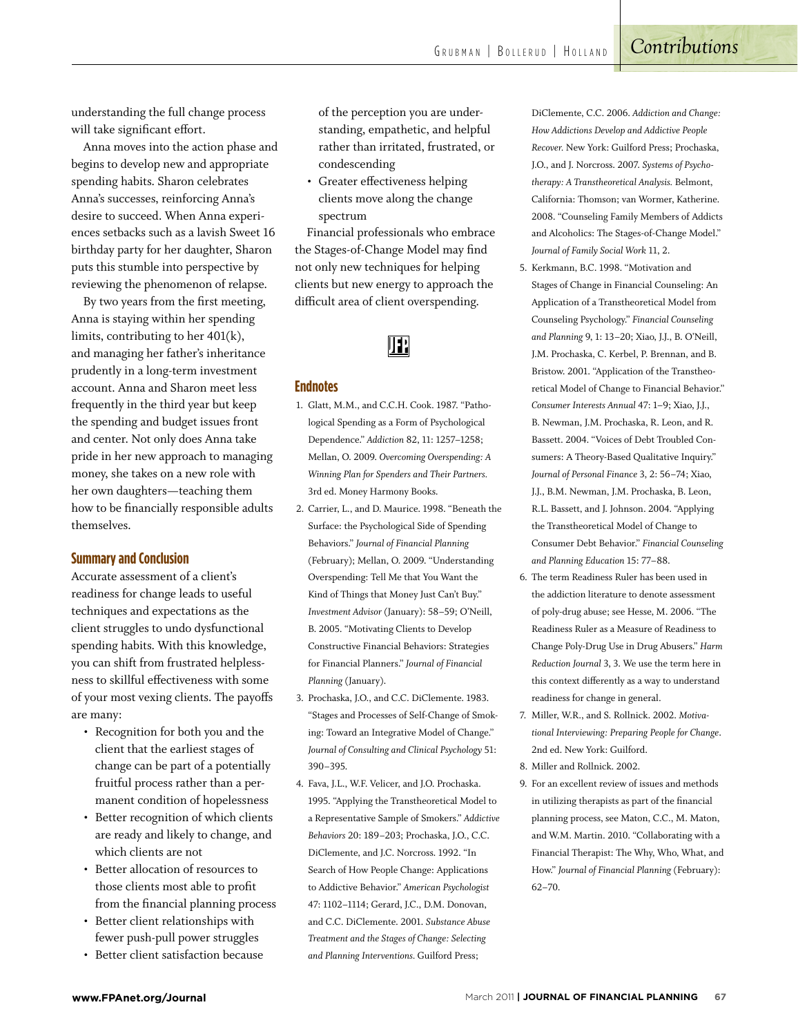understanding the full change process will take significant effort.

Anna moves into the action phase and begins to develop new and appropriate spending habits. Sharon celebrates Anna's successes, reinforcing Anna's desire to succeed. When Anna experiences setbacks such as a lavish Sweet 16 birthday party for her daughter, Sharon puts this stumble into perspective by reviewing the phenomenon of relapse.

By two years from the first meeting, Anna is staying within her spending limits, contributing to her 401(k), and managing her father's inheritance prudently in a long-term investment account. Anna and Sharon meet less frequently in the third year but keep the spending and budget issues front and center. Not only does Anna take pride in her new approach to managing money, she takes on a new role with her own daughters—teaching them how to be financially responsible adults themselves.

## Summary and Conclusion

Accurate assessment of a client's readiness for change leads to useful techniques and expectations as the client struggles to undo dysfunctional spending habits. With this knowledge, you can shift from frustrated helplessness to skillful effectiveness with some of your most vexing clients. The payoffs are many:

- Recognition for both you and the client that the earliest stages of change can be part of a potentially fruitful process rather than a permanent condition of hopelessness
- Better recognition of which clients are ready and likely to change, and which clients are not
- Better allocation of resources to those clients most able to profit from the financial planning process
- Better client relationships with fewer push-pull power struggles
- Better client satisfaction because of the perception you are understanding, empathetic, and helpful rather than irritated, frustrated, or condescending
- Greater effectiveness helping clients move along the change spectrum

Financial professionals who embrace the Stages-of-Change Model may find not only new techniques for helping clients but new energy to approach the difficult area of client overspending.

## Endnotes

1. Glatt, M.M., and C.C.H. Cook. 1987. "Pathological Spending as a Form of Psychological Dependence." *Addiction* 82, 11: 1257–1258; Mellan, O. 2009. *Overcoming Overspending: A Winning Plan for Spenders and Their Partners.* 3rd ed. Money Harmony Books.
2. Carrier, L., and D. Maurice. 1998. "Beneath the Surface: The Psychological Side of Spending Behaviors." *Journal of Financial Planning* (February); Mellan, O. 2009. "Understanding Overspending: Tell Me that You Want the Kind of Things that Money Just Can't Buy." *Investment Advisor* (January): 58–59; O'Neill, B. 2005. "Motivating Clients to Develop Constructive Financial Behaviors: Strategies for Financial Planners." *Journal of Financial Planning* (January).
3. Prochaska, J.O., and C.C. DiClemente. 1983. "Stages and Processes of Self-Change of Smoking: Toward an Integrative Model of Change." *Journal of Consulting and Clinical Psychology* 51: 390–395.
4. Fava, J.L., W.F. Velicer, and J.O. Prochaska. 1995. "Applying the Transtheoretical Model to a Representative Sample of Smokers." *Addictive Behaviors* 20: 189–203; Prochaska, J.O., C.C. DiClemente, and J.C. Norcross. 1992. "In Search of How People Change: Applications to Addictive Behavior." *American Psychologist* 47: 1102–1114; Gerard, J.C., D.M. Donovan, and C.C. DiClemente. 2001. *Substance Abuse Treatment and the Stages of Change: Selecting and Planning Interventions.* Guilford Press; DiClemente, C.C. 2006. *Addiction and Change: How Addictions Develop and Addictive People Recover.* New York: Guilford Press; Prochaska, J.O., and J. Norcross. 2007. *Systems of Psychotherapy: A Transtheoretical Analysis.* Belmont, California: Thomson; van Wormer, Katherine. 2008. "Counseling Family Members of Addicts and Alcoholics: The Stages-of-Change Model." *Journal of Family Social Work* 11, 2.
5. Kerkmann, B.C. 1998. "Motivation and Stages of Change in Financial Counseling: An Application of a Transtheoretical Model from Counseling Psychology." *Financial Counseling and Planning* 9, 1: 13–20; Xiao, J.J., B. O'Neill, J.M. Prochaska, C. Kerbel, P. Brennan, and B. Bristow. 2001. "Application of the Transtheoretical Model of Change to Financial Behavior." *Consumer Interests Annual* 47: 1–9; Xiao, J.J., B. Newman, J.M. Prochaska, R. Leon, and R. Bassett. 2004. "Voices of Debt Troubled Consumers: A Theory-Based Qualitative Inquiry." *Journal of Personal Finance* 3, 2: 56–74; Xiao, J.J., B.M. Newman, J.M. Prochaska, B. Leon, R.L. Bassett, and J. Johnson. 2004. "Applying the Transtheoretical Model of Change to Consumer Debt Behavior." *Financial Counseling and Planning Education* 15: 77–88.
6. The term Readiness Ruler has been used in the addiction literature to denote assessment of poly-drug abuse; see Hesse, M. 2006. "The Readiness Ruler as a Measure of Readiness to Change Poly-Drug Use in Drug Abusers." *Harm Reduction Journal* 3, 3. We use the term here in this context differently as a way to understand readiness for change in general.
7. Miller, W.R., and S. Rollnick. 2002. *Motivational Interviewing: Preparing People for Change*. 2nd ed. New York: Guilford.
8. Miller and Rollnick. 2002.
9. For an excellent review of issues and methods in utilizing therapists as part of the financial planning process, see Maton, C.C., M. Maton, and W.M. Martin. 2010. "Collaborating with a Financial Therapist: The Why, Who, What, and How." *Journal of Financial Planning* (February): 62–70.